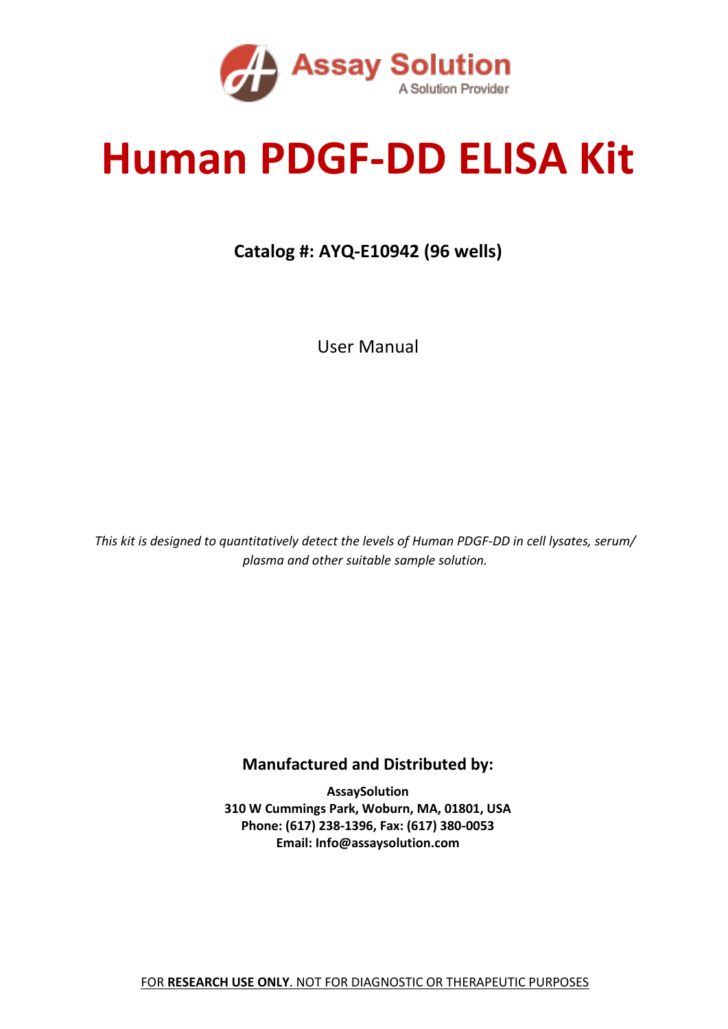Assay Solution
A Solution Provider

# Human PDGF-DD ELISA Kit

**Catalog #: AYQ-E10942 (96 wells)**

User Manual

*This kit is designed to quantitatively detect the levels of Human PDGF-DD in cell lysates, serum/ plasma and other suitable sample solution.*

**Manufactured and Distributed by:**

**AssaySolution**
**310 W Cummings Park, Woburn, MA, 01801, USA**
**Phone: (617) 238-1396, Fax: (617) 380-0053**
**Email: Info@assaysolution.com**

FOR **RESEARCH USE ONLY**. NOT FOR DIAGNOSTIC OR THERAPEUTIC PURPOSES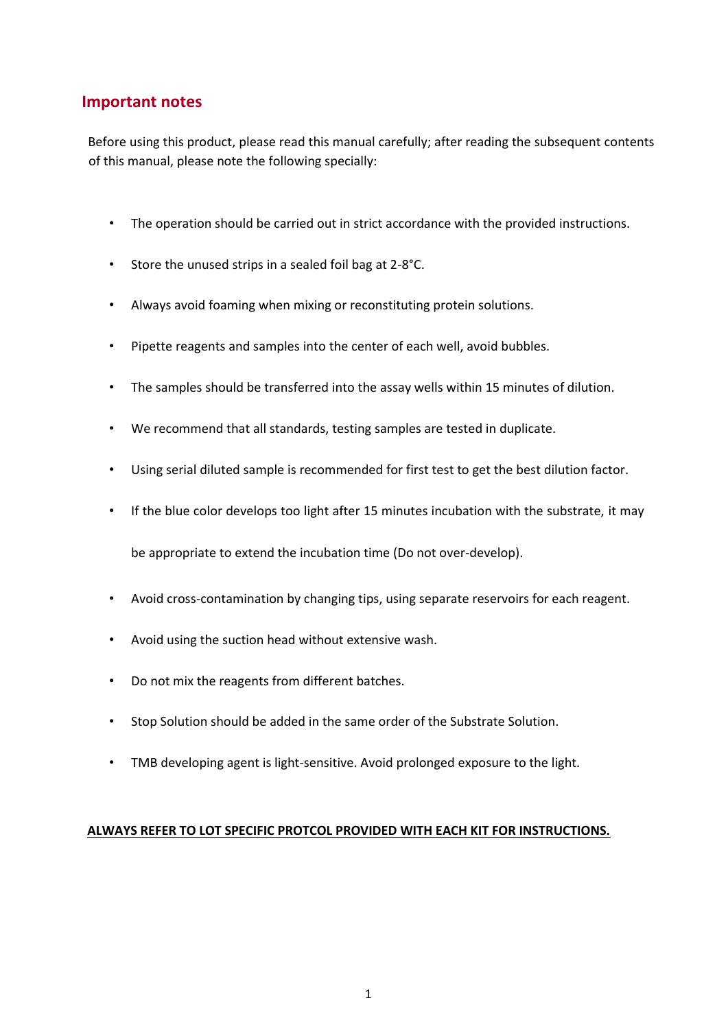## Important notes

Before using this product, please read this manual carefully; after reading the subsequent contents of this manual, please note the following specially:

- The operation should be carried out in strict accordance with the provided instructions.
- Store the unused strips in a sealed foil bag at 2-8°C.
- Always avoid foaming when mixing or reconstituting protein solutions.
- Pipette reagents and samples into the center of each well, avoid bubbles.
- The samples should be transferred into the assay wells within 15 minutes of dilution.
- We recommend that all standards, testing samples are tested in duplicate.
- Using serial diluted sample is recommended for first test to get the best dilution factor.
- If the blue color develops too light after 15 minutes incubation with the substrate, it may be appropriate to extend the incubation time (Do not over-develop).
- Avoid cross-contamination by changing tips, using separate reservoirs for each reagent.
- Avoid using the suction head without extensive wash.
- Do not mix the reagents from different batches.
- Stop Solution should be added in the same order of the Substrate Solution.
- TMB developing agent is light-sensitive. Avoid prolonged exposure to the light.

**ALWAYS REFER TO LOT SPECIFIC PROTCOL PROVIDED WITH EACH KIT FOR INSTRUCTIONS.**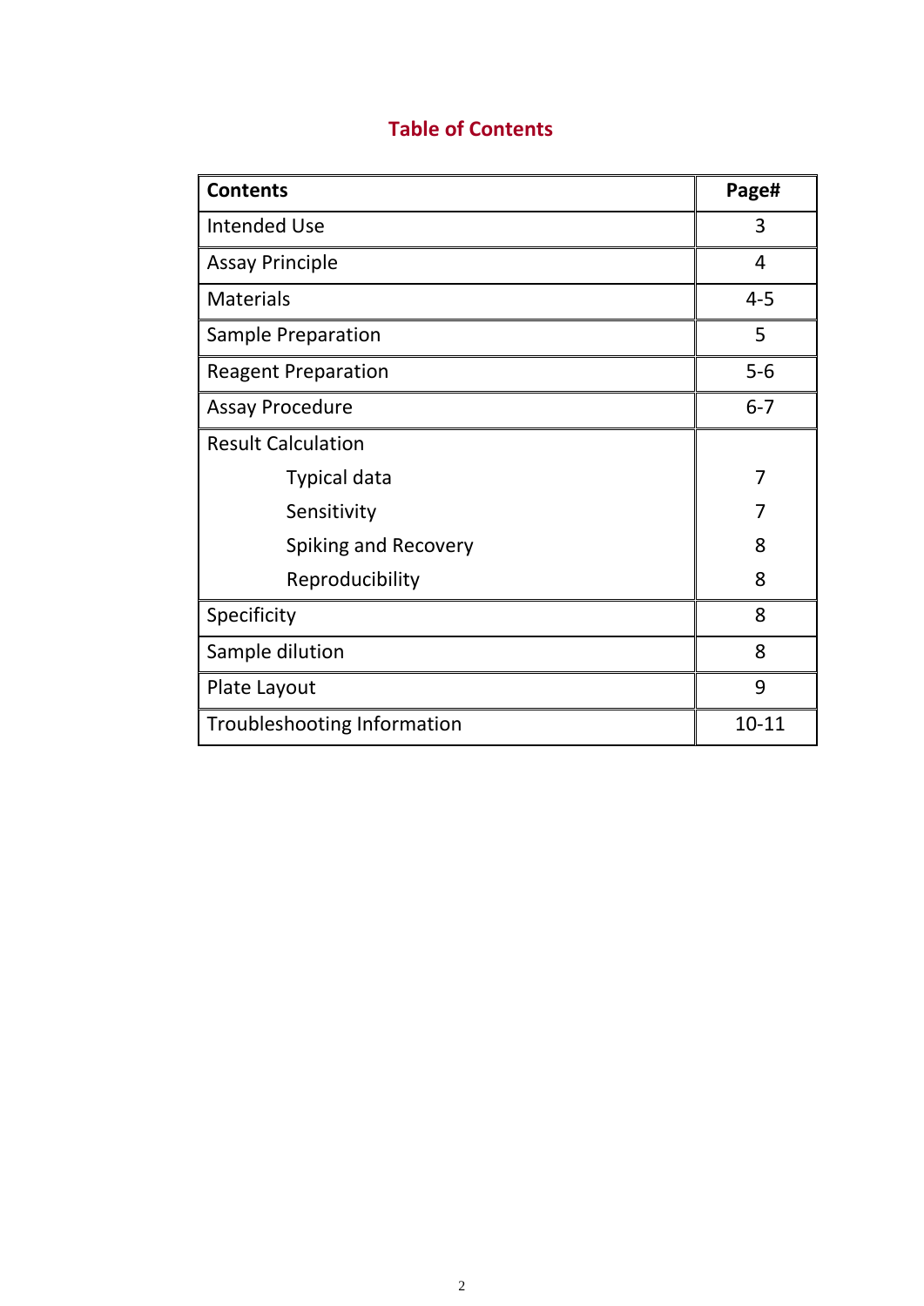## Table of Contents

| Contents | Page# |
|---|---|
| Intended Use | 3 |
| Assay Principle | 4 |
| Materials | 4-5 |
| Sample Preparation | 5 |
| Reagent Preparation | 5-6 |
| Assay Procedure | 6-7 |
| Result Calculation | |
| Typical data | 7 |
| Sensitivity | 7 |
| Spiking and Recovery | 8 |
| Reproducibility | 8 |
| Specificity | 8 |
| Sample dilution | 8 |
| Plate Layout | 9 |
| Troubleshooting Information | 10-11 |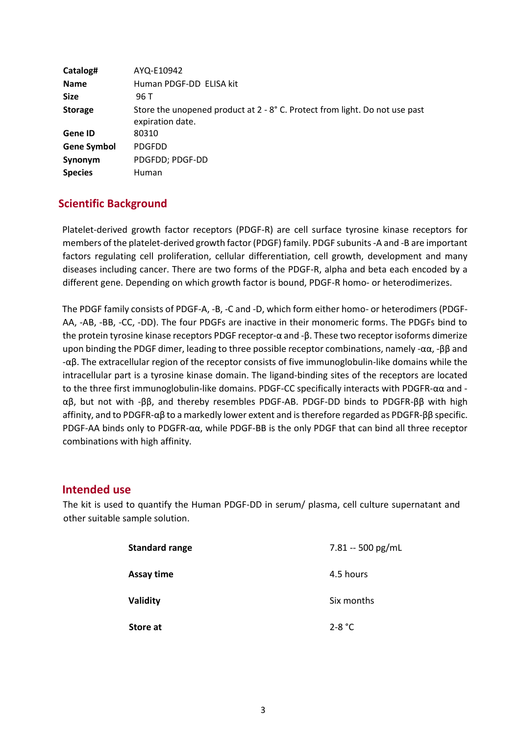| | |
|---|---|
| **Catalog#** | AYQ-E10942 |
| **Name** | Human PDGF-DD ELISA kit |
| **Size** | 96 T |
| **Storage** | Store the unopened product at 2 - 8° C. Protect from light. Do not use past expiration date. |
| **Gene ID** | 80310 |
| **Gene Symbol** | PDGFDD |
| **Synonym** | PDGFDD; PDGF-DD |
| **Species** | Human |

## Scientific Background

Platelet-derived growth factor receptors (PDGF-R) are cell surface tyrosine kinase receptors for members of the platelet-derived growth factor (PDGF) family. PDGF subunits -A and -B are important factors regulating cell proliferation, cellular differentiation, cell growth, development and many diseases including cancer. There are two forms of the PDGF-R, alpha and beta each encoded by a different gene. Depending on which growth factor is bound, PDGF-R homo- or heterodimerizes.

The PDGF family consists of PDGF-A, -B, -C and -D, which form either homo- or heterodimers (PDGF-AA, -AB, -BB, -CC, -DD). The four PDGFs are inactive in their monomeric forms. The PDGFs bind to the protein tyrosine kinase receptors PDGF receptor-α and -β. These two receptor isoforms dimerize upon binding the PDGF dimer, leading to three possible receptor combinations, namely -αα, -ββ and -αβ. The extracellular region of the receptor consists of five immunoglobulin-like domains while the intracellular part is a tyrosine kinase domain. The ligand-binding sites of the receptors are located to the three first immunoglobulin-like domains. PDGF-CC specifically interacts with PDGFR-αα and -αβ, but not with -ββ, and thereby resembles PDGF-AB. PDGF-DD binds to PDGFR-ββ with high affinity, and to PDGFR-αβ to a markedly lower extent and is therefore regarded as PDGFR-ββ specific. PDGF-AA binds only to PDGFR-αα, while PDGF-BB is the only PDGF that can bind all three receptor combinations with high affinity.

## Intended use

The kit is used to quantify the Human PDGF-DD in serum/ plasma, cell culture supernatant and other suitable sample solution.

| | |
|---|---|
| **Standard range** | 7.81 -- 500 pg/mL |
| **Assay time** | 4.5 hours |
| **Validity** | Six months |
| **Store at** | 2-8 °C |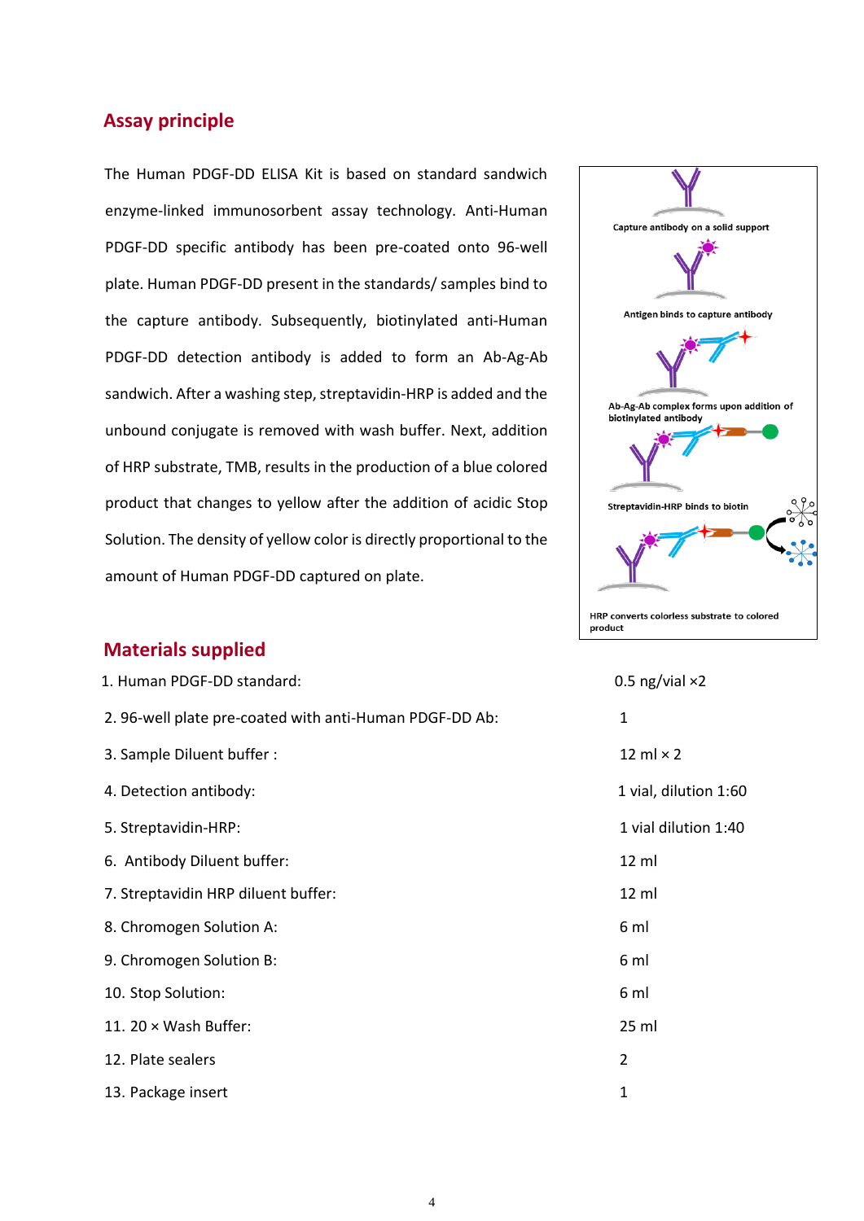## Assay principle

The Human PDGF-DD ELISA Kit is based on standard sandwich enzyme-linked immunosorbent assay technology. Anti-Human PDGF-DD specific antibody has been pre-coated onto 96-well plate. Human PDGF-DD present in the standards/ samples bind to the capture antibody. Subsequently, biotinylated anti-Human PDGF-DD detection antibody is added to form an Ab-Ag-Ab sandwich. After a washing step, streptavidin-HRP is added and the unbound conjugate is removed with wash buffer. Next, addition of HRP substrate, TMB, results in the production of a blue colored product that changes to yellow after the addition of acidic Stop Solution. The density of yellow color is directly proportional to the amount of Human PDGF-DD captured on plate.

Capture antibody on a solid support

Antigen binds to capture antibody

Ab-Ag-Ab complex forms upon addition of biotinylated antibody

Streptavidin-HRP binds to biotin

HRP converts colorless substrate to colored product

## Materials supplied

| Item | Quantity |
|---|---|
| 1. Human PDGF-DD standard: | 0.5 ng/vial ×2 |
| 2. 96-well plate pre-coated with anti-Human PDGF-DD Ab: | 1 |
| 3. Sample Diluent buffer : | 12 ml × 2 |
| 4. Detection antibody: | 1 vial, dilution 1:60 |
| 5. Streptavidin-HRP: | 1 vial dilution 1:40 |
| 6. Antibody Diluent buffer: | 12 ml |
| 7. Streptavidin HRP diluent buffer: | 12 ml |
| 8. Chromogen Solution A: | 6 ml |
| 9. Chromogen Solution B: | 6 ml |
| 10. Stop Solution: | 6 ml |
| 11. 20 × Wash Buffer: | 25 ml |
| 12. Plate sealers | 2 |
| 13. Package insert | 1 |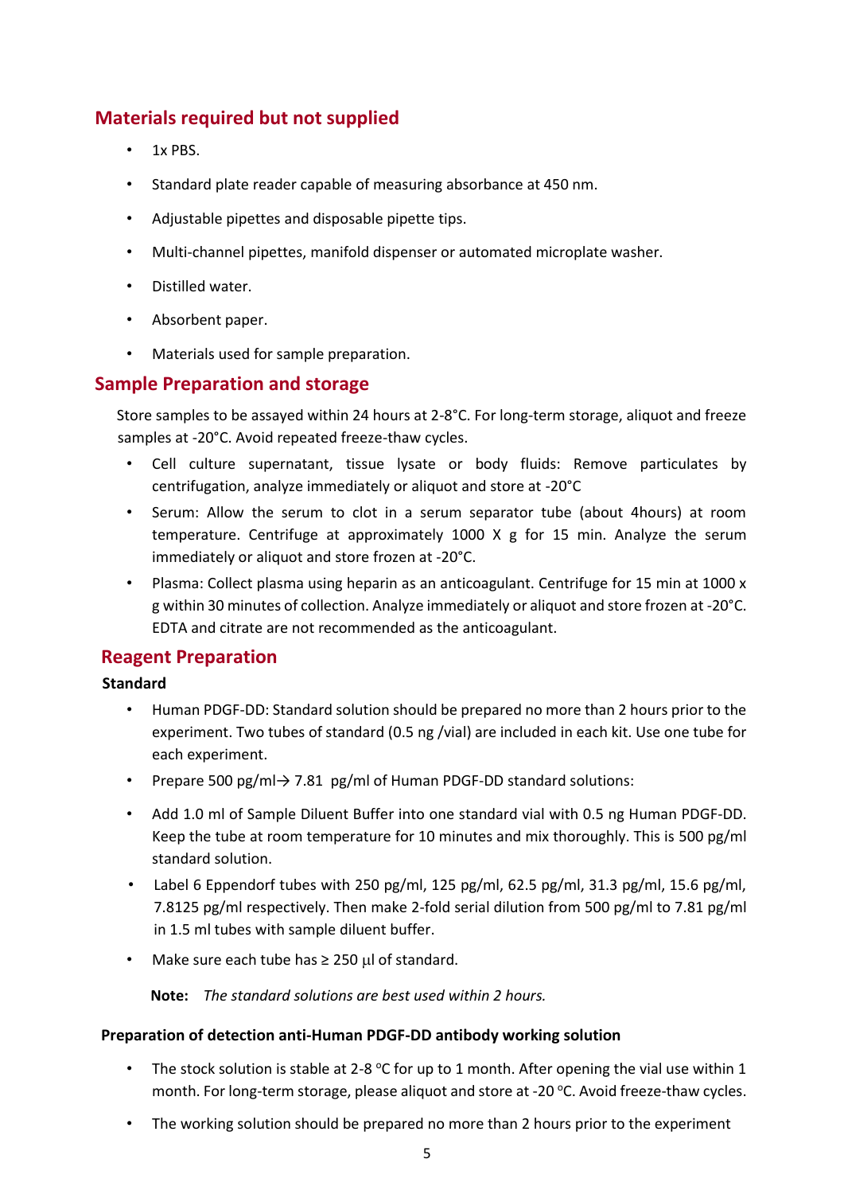## Materials required but not supplied

- 1x PBS.
- Standard plate reader capable of measuring absorbance at 450 nm.
- Adjustable pipettes and disposable pipette tips.
- Multi-channel pipettes, manifold dispenser or automated microplate washer.
- Distilled water.
- Absorbent paper.
- Materials used for sample preparation.

## Sample Preparation and storage

Store samples to be assayed within 24 hours at 2-8°C. For long-term storage, aliquot and freeze samples at -20°C. Avoid repeated freeze-thaw cycles.

- Cell culture supernatant, tissue lysate or body fluids: Remove particulates by centrifugation, analyze immediately or aliquot and store at -20°C
- Serum: Allow the serum to clot in a serum separator tube (about 4hours) at room temperature. Centrifuge at approximately 1000 X g for 15 min. Analyze the serum immediately or aliquot and store frozen at -20°C.
- Plasma: Collect plasma using heparin as an anticoagulant. Centrifuge for 15 min at 1000 x g within 30 minutes of collection. Analyze immediately or aliquot and store frozen at -20°C. EDTA and citrate are not recommended as the anticoagulant.

## Reagent Preparation

**Standard**

- Human PDGF-DD: Standard solution should be prepared no more than 2 hours prior to the experiment. Two tubes of standard (0.5 ng /vial) are included in each kit. Use one tube for each experiment.
- Prepare 500 pg/ml→ 7.81 pg/ml of Human PDGF-DD standard solutions:
- Add 1.0 ml of Sample Diluent Buffer into one standard vial with 0.5 ng Human PDGF-DD. Keep the tube at room temperature for 10 minutes and mix thoroughly. This is 500 pg/ml standard solution.
- Label 6 Eppendorf tubes with 250 pg/ml, 125 pg/ml, 62.5 pg/ml, 31.3 pg/ml, 15.6 pg/ml, 7.8125 pg/ml respectively. Then make 2-fold serial dilution from 500 pg/ml to 7.81 pg/ml in 1.5 ml tubes with sample diluent buffer.
- Make sure each tube has ≥ 250 μl of standard.

**Note:** *The standard solutions are best used within 2 hours.*

**Preparation of detection anti-Human PDGF-DD antibody working solution**

- The stock solution is stable at 2-8 °C for up to 1 month. After opening the vial use within 1 month. For long-term storage, please aliquot and store at -20 °C. Avoid freeze-thaw cycles.
- The working solution should be prepared no more than 2 hours prior to the experiment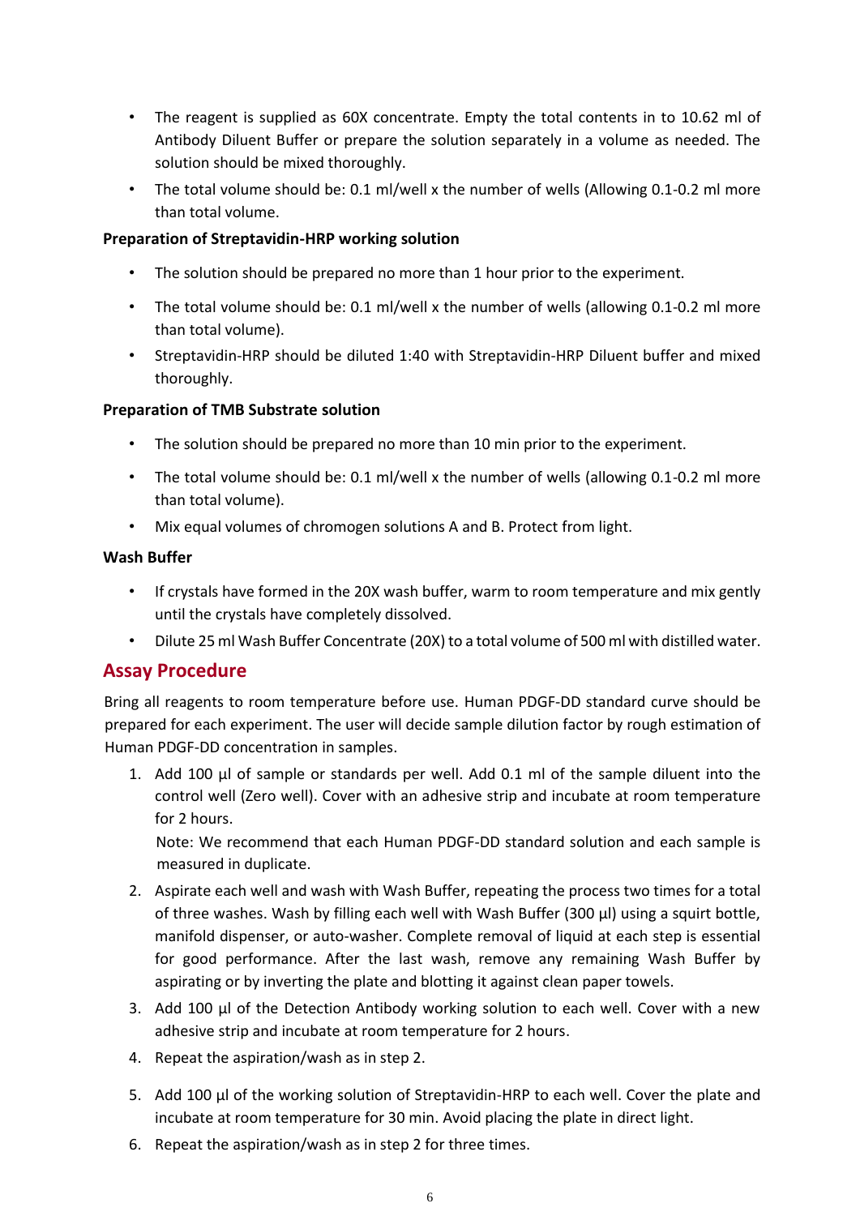- The reagent is supplied as 60X concentrate. Empty the total contents in to 10.62 ml of Antibody Diluent Buffer or prepare the solution separately in a volume as needed. The solution should be mixed thoroughly.
- The total volume should be: 0.1 ml/well x the number of wells (Allowing 0.1-0.2 ml more than total volume.

**Preparation of Streptavidin-HRP working solution**

- The solution should be prepared no more than 1 hour prior to the experiment.
- The total volume should be: 0.1 ml/well x the number of wells (allowing 0.1-0.2 ml more than total volume).
- Streptavidin-HRP should be diluted 1:40 with Streptavidin-HRP Diluent buffer and mixed thoroughly.

**Preparation of TMB Substrate solution**

- The solution should be prepared no more than 10 min prior to the experiment.
- The total volume should be: 0.1 ml/well x the number of wells (allowing 0.1-0.2 ml more than total volume).
- Mix equal volumes of chromogen solutions A and B. Protect from light.

**Wash Buffer**

- If crystals have formed in the 20X wash buffer, warm to room temperature and mix gently until the crystals have completely dissolved.
- Dilute 25 ml Wash Buffer Concentrate (20X) to a total volume of 500 ml with distilled water.

## Assay Procedure

Bring all reagents to room temperature before use. Human PDGF-DD standard curve should be prepared for each experiment. The user will decide sample dilution factor by rough estimation of Human PDGF-DD concentration in samples.

1. Add 100 µl of sample or standards per well. Add 0.1 ml of the sample diluent into the control well (Zero well). Cover with an adhesive strip and incubate at room temperature for 2 hours.
   Note: We recommend that each Human PDGF-DD standard solution and each sample is measured in duplicate.
2. Aspirate each well and wash with Wash Buffer, repeating the process two times for a total of three washes. Wash by filling each well with Wash Buffer (300 µl) using a squirt bottle, manifold dispenser, or auto-washer. Complete removal of liquid at each step is essential for good performance. After the last wash, remove any remaining Wash Buffer by aspirating or by inverting the plate and blotting it against clean paper towels.
3. Add 100 µl of the Detection Antibody working solution to each well. Cover with a new adhesive strip and incubate at room temperature for 2 hours.
4. Repeat the aspiration/wash as in step 2.
5. Add 100 µl of the working solution of Streptavidin-HRP to each well. Cover the plate and incubate at room temperature for 30 min. Avoid placing the plate in direct light.
6. Repeat the aspiration/wash as in step 2 for three times.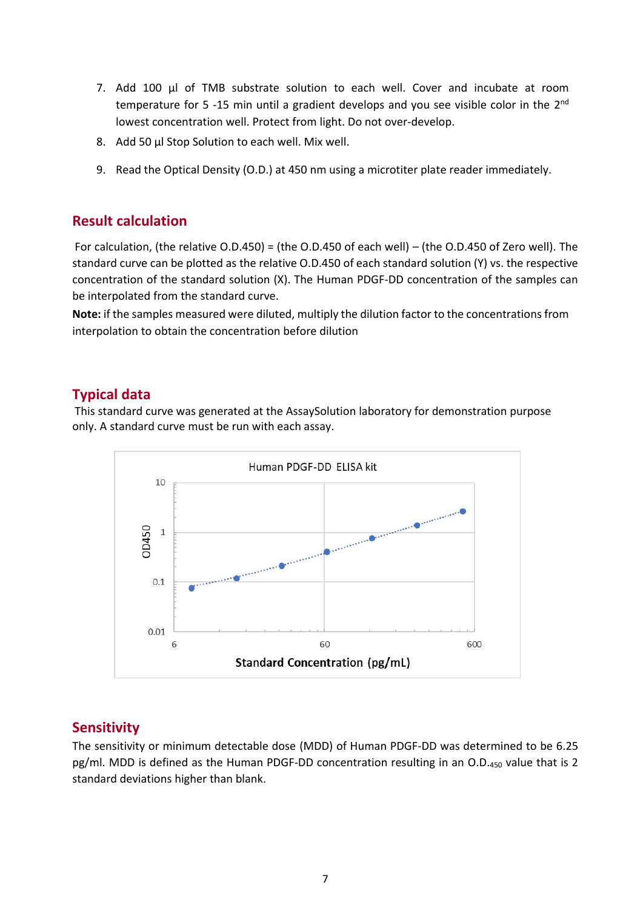7. Add 100 µl of TMB substrate solution to each well. Cover and incubate at room temperature for 5 -15 min until a gradient develops and you see visible color in the 2nd lowest concentration well. Protect from light. Do not over-develop.
8. Add 50 µl Stop Solution to each well. Mix well.
9. Read the Optical Density (O.D.) at 450 nm using a microtiter plate reader immediately.

## Result calculation

For calculation, (the relative O.D.450) = (the O.D.450 of each well) – (the O.D.450 of Zero well). The standard curve can be plotted as the relative O.D.450 of each standard solution (Y) vs. the respective concentration of the standard solution (X). The Human PDGF-DD concentration of the samples can be interpolated from the standard curve.

**Note:** if the samples measured were diluted, multiply the dilution factor to the concentrations from interpolation to obtain the concentration before dilution

## Typical data

This standard curve was generated at the AssaySolution laboratory for demonstration purpose only. A standard curve must be run with each assay.

Human PDGF-DD ELISA kit

OD450

Standard Concentration (pg/mL)

## Sensitivity

The sensitivity or minimum detectable dose (MDD) of Human PDGF-DD was determined to be 6.25 pg/ml. MDD is defined as the Human PDGF-DD concentration resulting in an $O.D._{450}$ value that is 2 standard deviations higher than blank.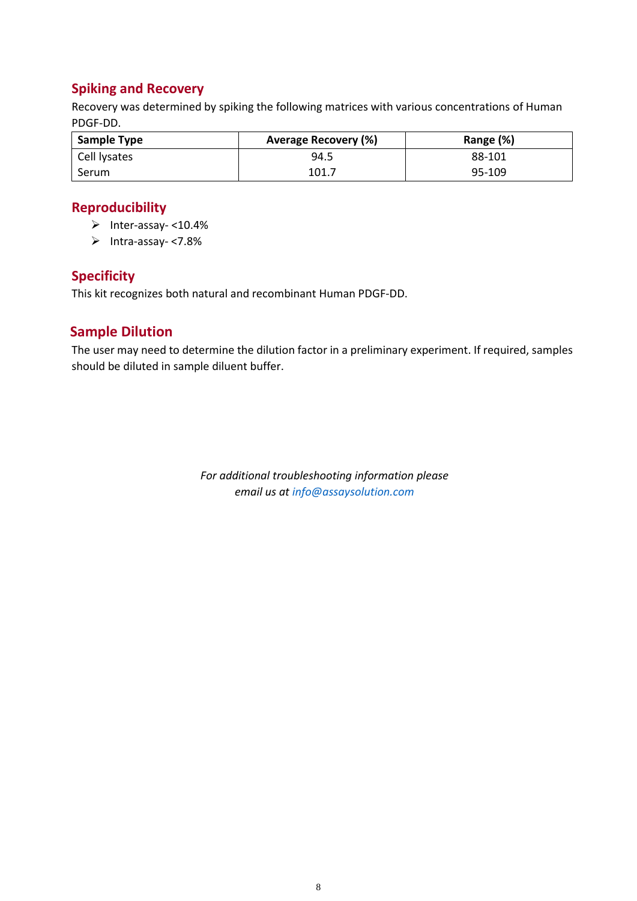## Spiking and Recovery

Recovery was determined by spiking the following matrices with various concentrations of Human PDGF-DD.

| Sample Type | Average Recovery (%) | Range (%) |
|---|---|---|
| Cell lysates | 94.5 | 88-101 |
| Serum | 101.7 | 95-109 |

## Reproducibility

- Inter-assay- <10.4%
- Intra-assay- <7.8%

## Specificity

This kit recognizes both natural and recombinant Human PDGF-DD.

## Sample Dilution

The user may need to determine the dilution factor in a preliminary experiment. If required, samples should be diluted in sample diluent buffer.

*For additional troubleshooting information please email us at info@assaysolution.com*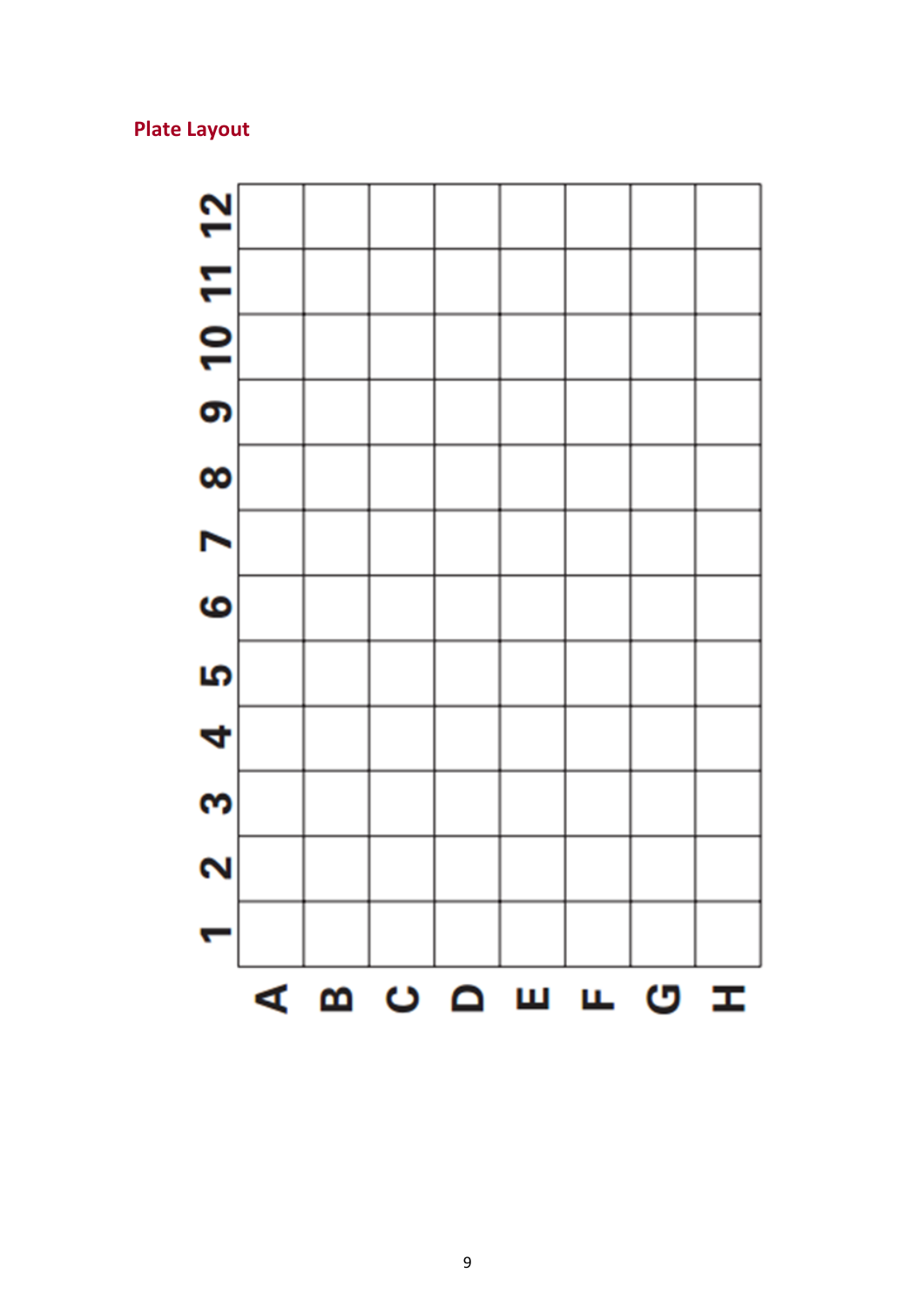## Plate Layout

| | 1 | 2 | 3 | 4 | 5 | 6 | 7 | 8 | 9 | 10 | 11 | 12 |
|---|---|---|---|---|---|---|---|---|---|---|---|---|
| A | | | | | | | | | | | | |
| B | | | | | | | | | | | | |
| C | | | | | | | | | | | | |
| D | | | | | | | | | | | | |
| E | | | | | | | | | | | | |
| F | | | | | | | | | | | | |
| G | | | | | | | | | | | | |
| H | | | | | | | | | | | | |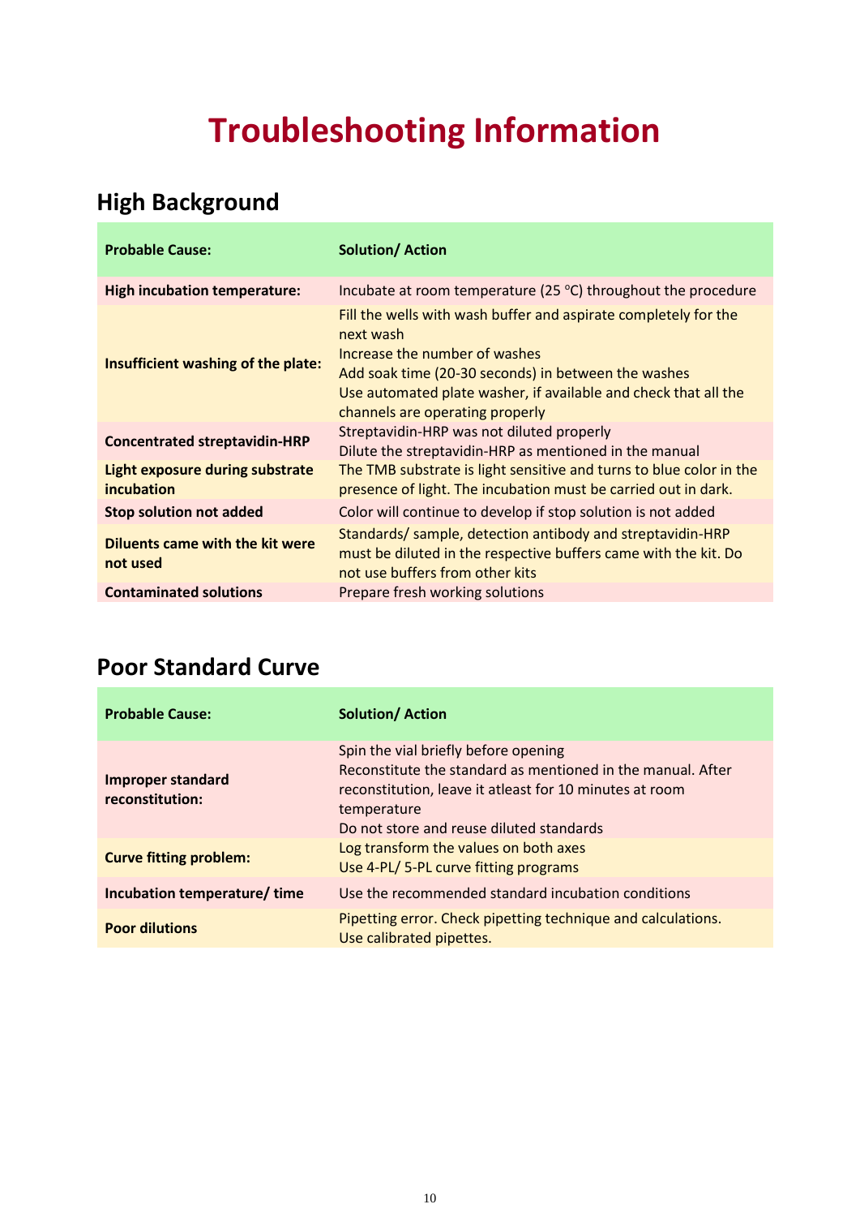# Troubleshooting Information

## High Background

| Probable Cause: | Solution/ Action |
| --- | --- |
| **High incubation temperature:** | Incubate at room temperature (25 °C) throughout the procedure |
| **Insufficient washing of the plate:** | Fill the wells with wash buffer and aspirate completely for the next wash<br>Increase the number of washes<br>Add soak time (20-30 seconds) in between the washes<br>Use automated plate washer, if available and check that all the channels are operating properly |
| **Concentrated streptavidin-HRP** | Streptavidin-HRP was not diluted properly<br>Dilute the streptavidin-HRP as mentioned in the manual |
| **Light exposure during substrate incubation** | The TMB substrate is light sensitive and turns to blue color in the presence of light. The incubation must be carried out in dark. |
| **Stop solution not added** | Color will continue to develop if stop solution is not added |
| **Diluents came with the kit were not used** | Standards/ sample, detection antibody and streptavidin-HRP must be diluted in the respective buffers came with the kit. Do not use buffers from other kits |
| **Contaminated solutions** | Prepare fresh working solutions |

## Poor Standard Curve

| Probable Cause: | Solution/ Action |
| --- | --- |
| **Improper standard reconstitution:** | Spin the vial briefly before opening<br>Reconstitute the standard as mentioned in the manual. After reconstitution, leave it atleast for 10 minutes at room temperature<br>Do not store and reuse diluted standards |
| **Curve fitting problem:** | Log transform the values on both axes<br>Use 4-PL/ 5-PL curve fitting programs |
| **Incubation temperature/ time** | Use the recommended standard incubation conditions |
| **Poor dilutions** | Pipetting error. Check pipetting technique and calculations.<br>Use calibrated pipettes. |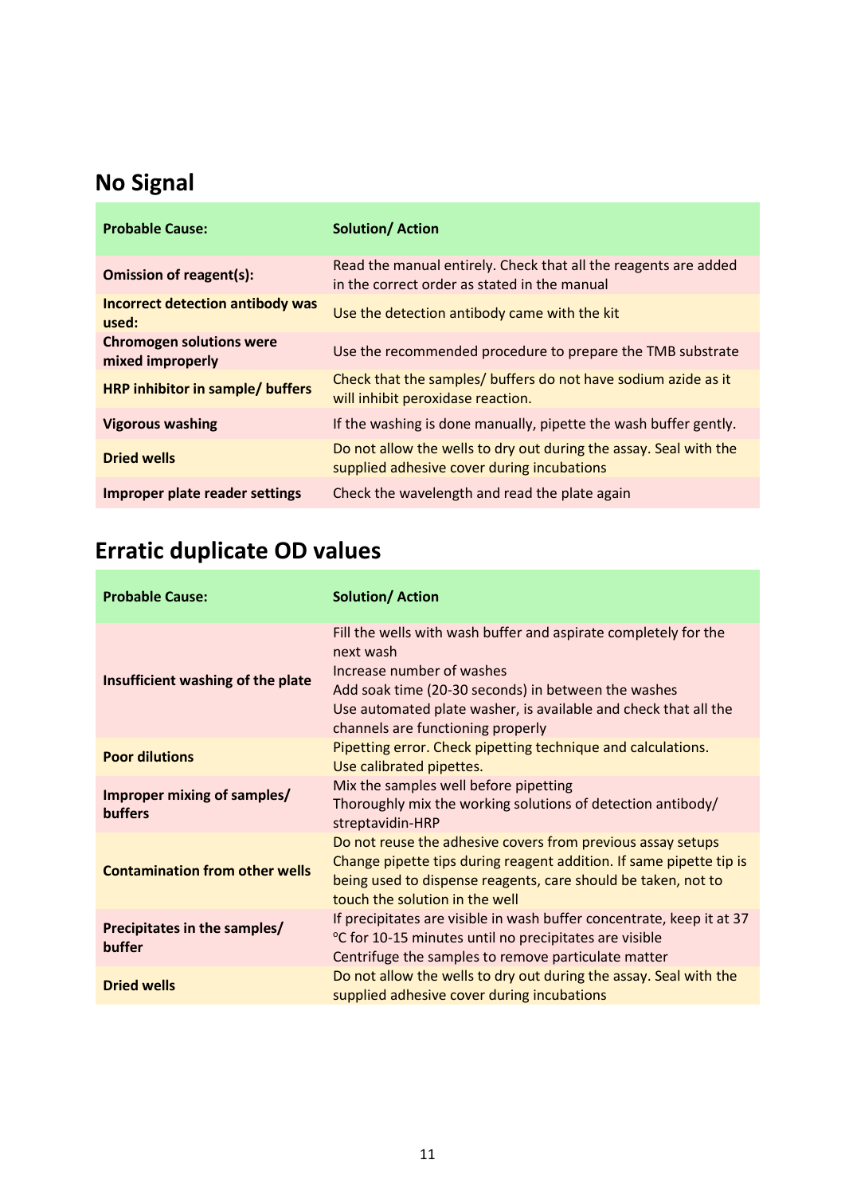## No Signal

| Probable Cause: | Solution/ Action |
|---|---|
| **Omission of reagent(s):** | Read the manual entirely. Check that all the reagents are added in the correct order as stated in the manual |
| **Incorrect detection antibody was used:** | Use the detection antibody came with the kit |
| **Chromogen solutions were mixed improperly** | Use the recommended procedure to prepare the TMB substrate |
| **HRP inhibitor in sample/ buffers** | Check that the samples/ buffers do not have sodium azide as it will inhibit peroxidase reaction. |
| **Vigorous washing** | If the washing is done manually, pipette the wash buffer gently. |
| **Dried wells** | Do not allow the wells to dry out during the assay. Seal with the supplied adhesive cover during incubations |
| **Improper plate reader settings** | Check the wavelength and read the plate again |

## Erratic duplicate OD values

| Probable Cause: | Solution/ Action |
|---|---|
| **Insufficient washing of the plate** | Fill the wells with wash buffer and aspirate completely for the next wash<br>Increase number of washes<br>Add soak time (20-30 seconds) in between the washes<br>Use automated plate washer, is available and check that all the channels are functioning properly |
| **Poor dilutions** | Pipetting error. Check pipetting technique and calculations.<br>Use calibrated pipettes. |
| **Improper mixing of samples/ buffers** | Mix the samples well before pipetting<br>Thoroughly mix the working solutions of detection antibody/ streptavidin-HRP |
| **Contamination from other wells** | Do not reuse the adhesive covers from previous assay setups<br>Change pipette tips during reagent addition. If same pipette tip is being used to dispense reagents, care should be taken, not to touch the solution in the well |
| **Precipitates in the samples/ buffer** | If precipitates are visible in wash buffer concentrate, keep it at 37 °C for 10-15 minutes until no precipitates are visible<br>Centrifuge the samples to remove particulate matter |
| **Dried wells** | Do not allow the wells to dry out during the assay. Seal with the supplied adhesive cover during incubations |